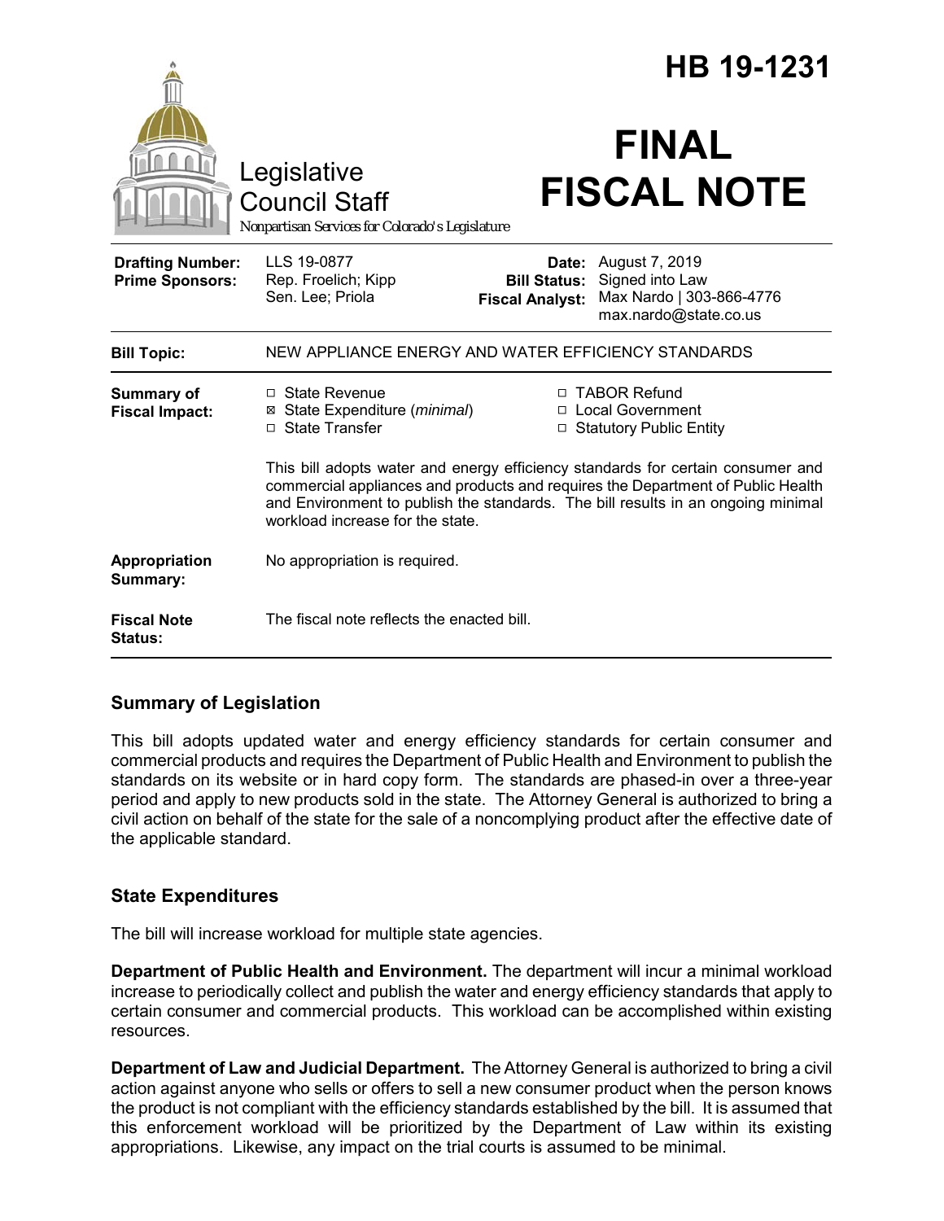# HB 19-1231

Legislative Council Staff

*Nonpartisan Services for Colorado's Legislature*

# FINAL FISCAL NOTE

| | | | |
|---|---|---|---|
| **Drafting Number:** | LLS 19-0877 | **Date:** | August 7, 2019 |
| **Prime Sponsors:** | Rep. Froelich; Kipp<br>Sen. Lee; Priola | **Bill Status:** | Signed into Law |
| | | **Fiscal Analyst:** | Max Nardo \| 303-866-4776<br>max.nardo@state.co.us |

| | |
|---|---|
| **Bill Topic:** | NEW APPLIANCE ENERGY AND WATER EFFICIENCY STANDARDS |
| **Summary of Fiscal Impact:** | ☐ State Revenue<br>☒ State Expenditure (*minimal*)<br>☐ State Transfer<br>☐ TABOR Refund<br>☐ Local Government<br>☐ Statutory Public Entity<br><br>This bill adopts water and energy efficiency standards for certain consumer and commercial appliances and products and requires the Department of Public Health and Environment to publish the standards. The bill results in an ongoing minimal workload increase for the state. |
| **Appropriation Summary:** | No appropriation is required. |
| **Fiscal Note Status:** | The fiscal note reflects the enacted bill. |

## Summary of Legislation

This bill adopts updated water and energy efficiency standards for certain consumer and commercial products and requires the Department of Public Health and Environment to publish the standards on its website or in hard copy form. The standards are phased-in over a three-year period and apply to new products sold in the state. The Attorney General is authorized to bring a civil action on behalf of the state for the sale of a noncomplying product after the effective date of the applicable standard.

## State Expenditures

The bill will increase workload for multiple state agencies.

**Department of Public Health and Environment.** The department will incur a minimal workload increase to periodically collect and publish the water and energy efficiency standards that apply to certain consumer and commercial products. This workload can be accomplished within existing resources.

**Department of Law and Judicial Department.** The Attorney General is authorized to bring a civil action against anyone who sells or offers to sell a new consumer product when the person knows the product is not compliant with the efficiency standards established by the bill. It is assumed that this enforcement workload will be prioritized by the Department of Law within its existing appropriations. Likewise, any impact on the trial courts is assumed to be minimal.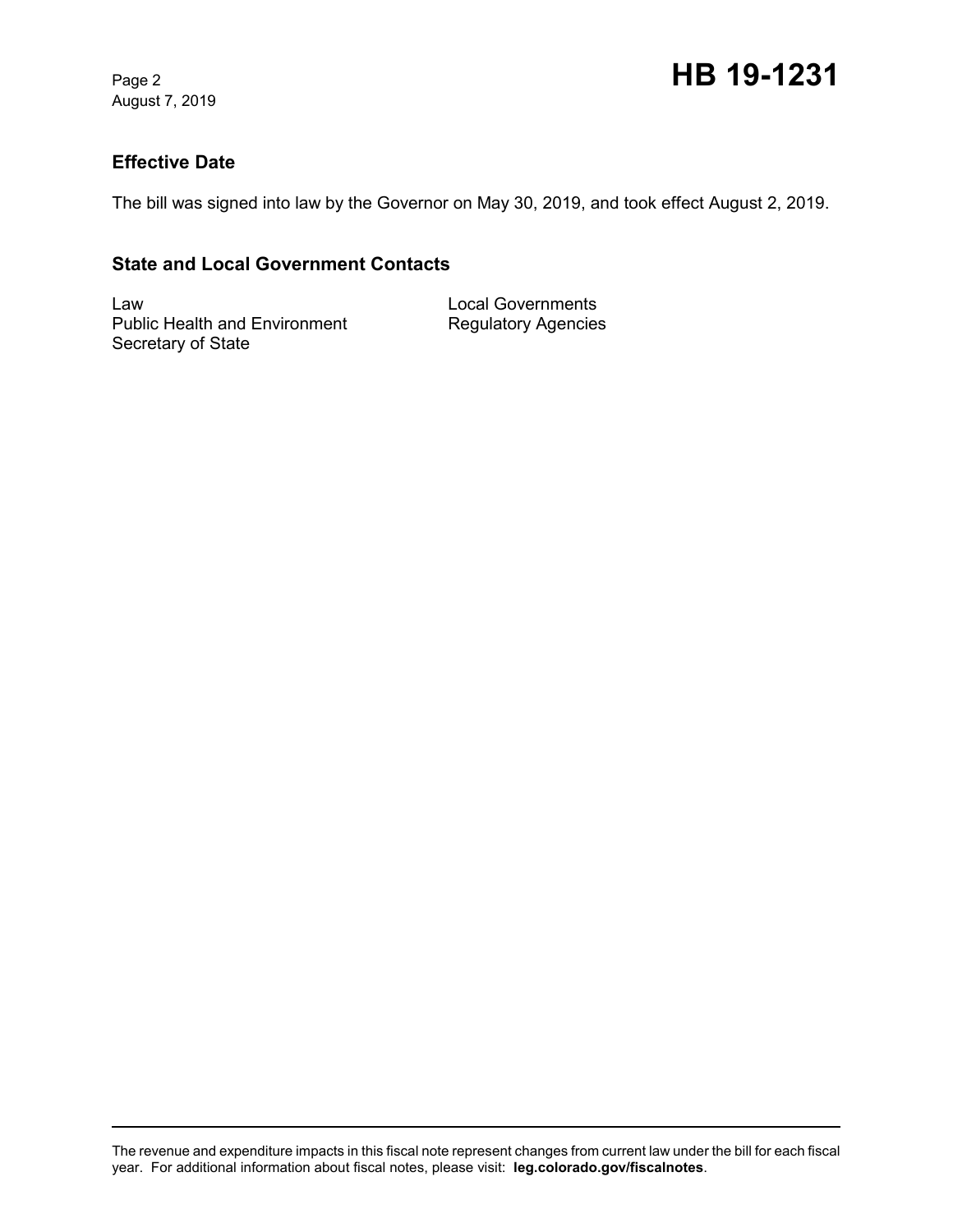## Effective Date

The bill was signed into law by the Governor on May 30, 2019, and took effect August 2, 2019.

## State and Local Government Contacts

Law
Local Governments
Public Health and Environment
Regulatory Agencies
Secretary of State

The revenue and expenditure impacts in this fiscal note represent changes from current law under the bill for each fiscal year. For additional information about fiscal notes, please visit: **leg.colorado.gov/fiscalnotes**.